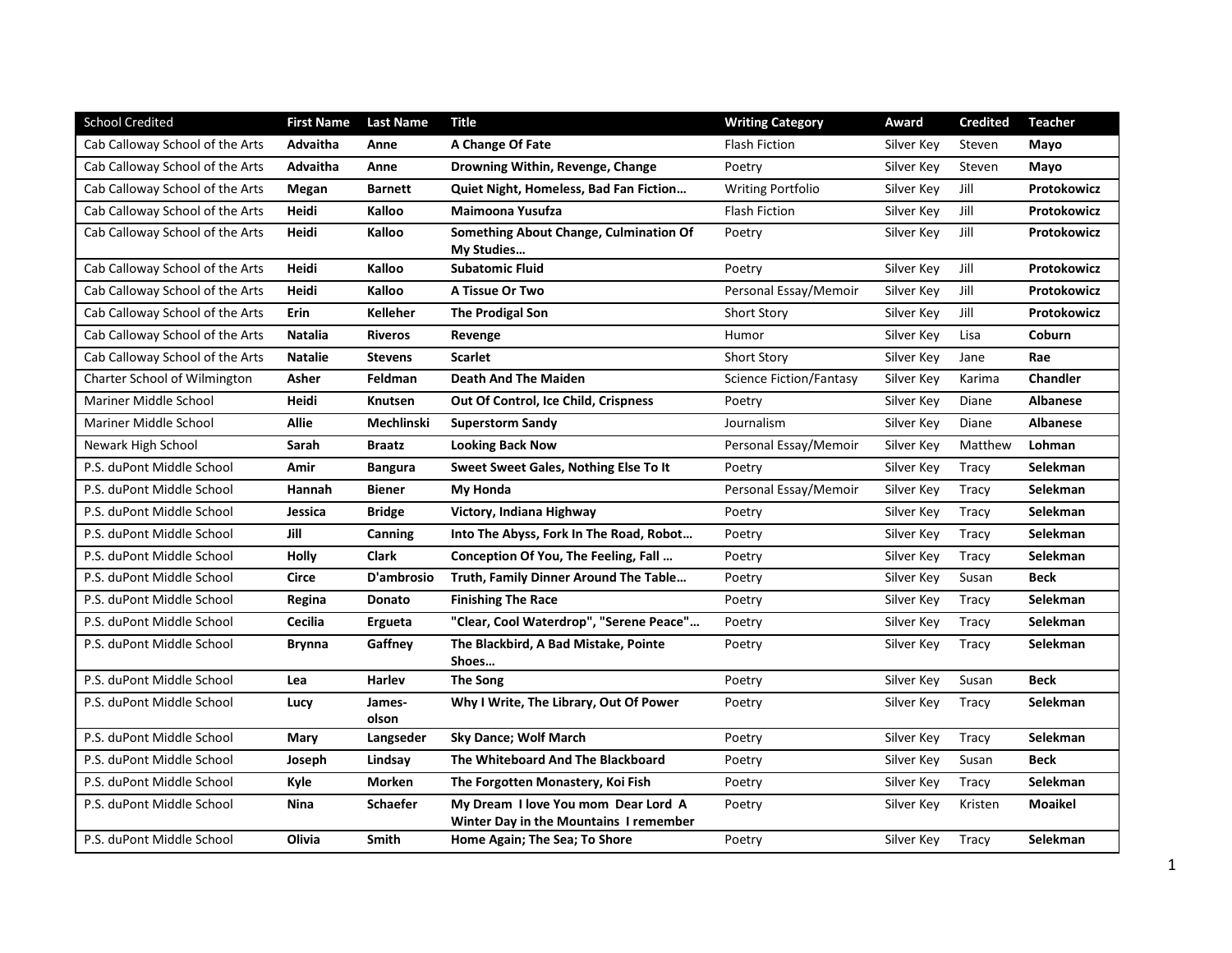| School Credited | First Name | Last Name | Title | Writing Category | Award | Credited | Teacher |
|---|---|---|---|---|---|---|---|
| Cab Calloway School of the Arts | **Advaitha** | **Anne** | **A Change Of Fate** | Flash Fiction | Silver Key | Steven | **Mayo** |
| Cab Calloway School of the Arts | **Advaitha** | **Anne** | **Drowning Within, Revenge, Change** | Poetry | Silver Key | Steven | **Mayo** |
| Cab Calloway School of the Arts | **Megan** | **Barnett** | **Quiet Night, Homeless, Bad Fan Fiction…** | Writing Portfolio | Silver Key | Jill | **Protokowicz** |
| Cab Calloway School of the Arts | **Heidi** | **Kalloo** | **Maimoona Yusufza** | Flash Fiction | Silver Key | Jill | **Protokowicz** |
| Cab Calloway School of the Arts | **Heidi** | **Kalloo** | **Something About Change, Culmination Of My Studies…** | Poetry | Silver Key | Jill | **Protokowicz** |
| Cab Calloway School of the Arts | **Heidi** | **Kalloo** | **Subatomic Fluid** | Poetry | Silver Key | Jill | **Protokowicz** |
| Cab Calloway School of the Arts | **Heidi** | **Kalloo** | **A Tissue Or Two** | Personal Essay/Memoir | Silver Key | Jill | **Protokowicz** |
| Cab Calloway School of the Arts | **Erin** | **Kelleher** | **The Prodigal Son** | Short Story | Silver Key | Jill | **Protokowicz** |
| Cab Calloway School of the Arts | **Natalia** | **Riveros** | **Revenge** | Humor | Silver Key | Lisa | **Coburn** |
| Cab Calloway School of the Arts | **Natalie** | **Stevens** | **Scarlet** | Short Story | Silver Key | Jane | **Rae** |
| Charter School of Wilmington | **Asher** | **Feldman** | **Death And The Maiden** | Science Fiction/Fantasy | Silver Key | Karima | **Chandler** |
| Mariner Middle School | **Heidi** | **Knutsen** | **Out Of Control, Ice Child, Crispness** | Poetry | Silver Key | Diane | **Albanese** |
| Mariner Middle School | **Allie** | **Mechlinski** | **Superstorm Sandy** | Journalism | Silver Key | Diane | **Albanese** |
| Newark High School | **Sarah** | **Braatz** | **Looking Back Now** | Personal Essay/Memoir | Silver Key | Matthew | **Lohman** |
| P.S. duPont Middle School | **Amir** | **Bangura** | **Sweet Sweet Gales, Nothing Else To It** | Poetry | Silver Key | Tracy | **Selekman** |
| P.S. duPont Middle School | **Hannah** | **Biener** | **My Honda** | Personal Essay/Memoir | Silver Key | Tracy | **Selekman** |
| P.S. duPont Middle School | **Jessica** | **Bridge** | **Victory, Indiana Highway** | Poetry | Silver Key | Tracy | **Selekman** |
| P.S. duPont Middle School | **Jill** | **Canning** | **Into The Abyss, Fork In The Road, Robot…** | Poetry | Silver Key | Tracy | **Selekman** |
| P.S. duPont Middle School | **Holly** | **Clark** | **Conception Of You, The Feeling, Fall …** | Poetry | Silver Key | Tracy | **Selekman** |
| P.S. duPont Middle School | **Circe** | **D'ambrosio** | **Truth, Family Dinner Around The Table…** | Poetry | Silver Key | Susan | **Beck** |
| P.S. duPont Middle School | **Regina** | **Donato** | **Finishing The Race** | Poetry | Silver Key | Tracy | **Selekman** |
| P.S. duPont Middle School | **Cecilia** | **Ergueta** | **"Clear, Cool Waterdrop", "Serene Peace"…** | Poetry | Silver Key | Tracy | **Selekman** |
| P.S. duPont Middle School | **Brynna** | **Gaffney** | **The Blackbird, A Bad Mistake, Pointe Shoes…** | Poetry | Silver Key | Tracy | **Selekman** |
| P.S. duPont Middle School | **Lea** | **Harlev** | **The Song** | Poetry | Silver Key | Susan | **Beck** |
| P.S. duPont Middle School | **Lucy** | **James-olson** | **Why I Write, The Library, Out Of Power** | Poetry | Silver Key | Tracy | **Selekman** |
| P.S. duPont Middle School | **Mary** | **Langseder** | **Sky Dance; Wolf March** | Poetry | Silver Key | Tracy | **Selekman** |
| P.S. duPont Middle School | **Joseph** | **Lindsay** | **The Whiteboard And The Blackboard** | Poetry | Silver Key | Susan | **Beck** |
| P.S. duPont Middle School | **Kyle** | **Morken** | **The Forgotten Monastery, Koi Fish** | Poetry | Silver Key | Tracy | **Selekman** |
| P.S. duPont Middle School | **Nina** | **Schaefer** | **My Dream I love You mom Dear Lord A Winter Day in the Mountains I remember** | Poetry | Silver Key | Kristen | **Moaikel** |
| P.S. duPont Middle School | **Olivia** | **Smith** | **Home Again; The Sea; To Shore** | Poetry | Silver Key | Tracy | **Selekman** |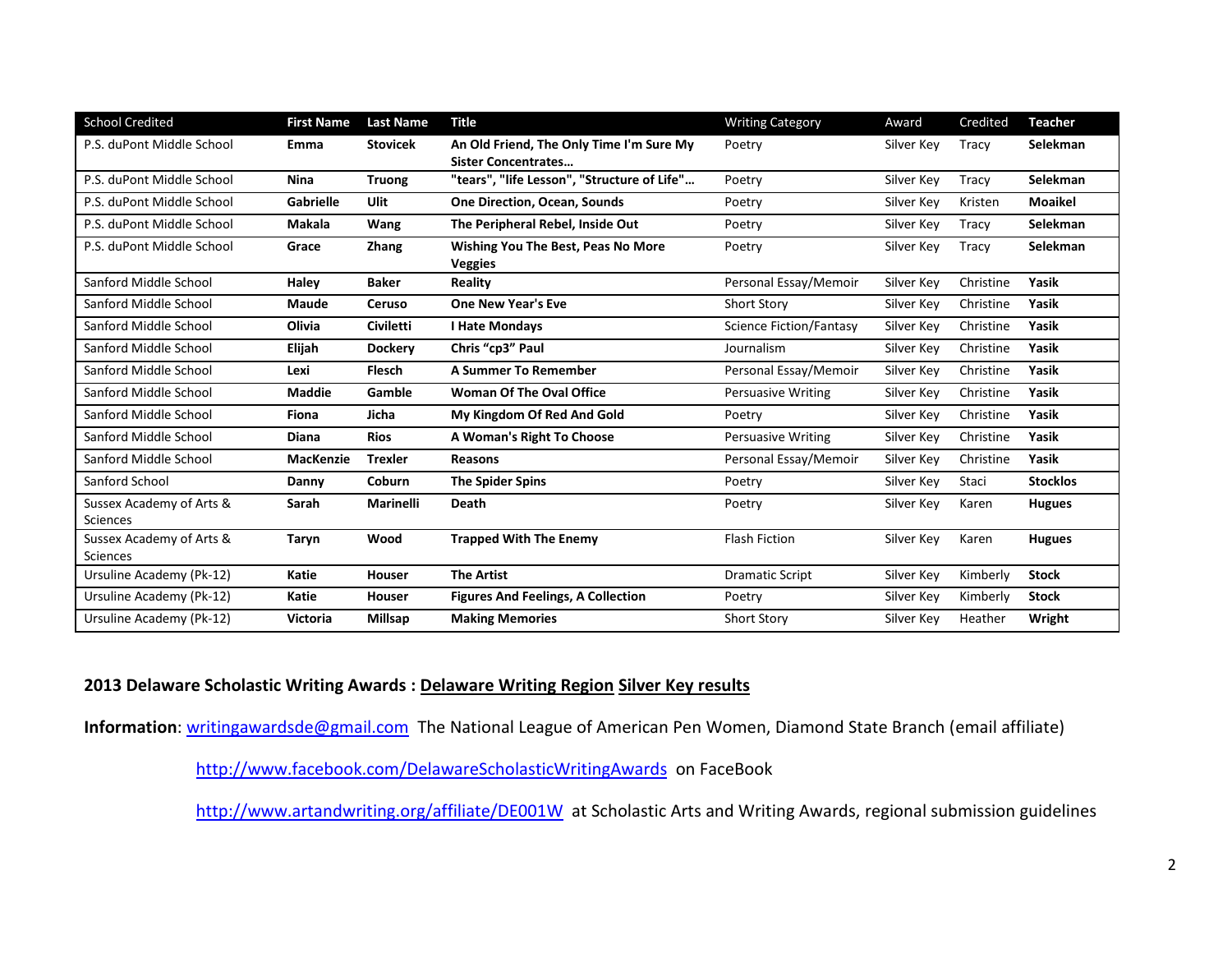| School Credited | **First Name** | **Last Name** | **Title** | Writing Category | Award | Credited | **Teacher** |
|---|---|---|---|---|---|---|---|
| P.S. duPont Middle School | **Emma** | **Stovicek** | **An Old Friend, The Only Time I'm Sure My Sister Concentrates…** | Poetry | Silver Key | Tracy | **Selekman** |
| P.S. duPont Middle School | **Nina** | **Truong** | **"tears", "life Lesson", "Structure of Life"…** | Poetry | Silver Key | Tracy | **Selekman** |
| P.S. duPont Middle School | **Gabrielle** | **Ulit** | **One Direction, Ocean, Sounds** | Poetry | Silver Key | Kristen | **Moaikel** |
| P.S. duPont Middle School | **Makala** | **Wang** | **The Peripheral Rebel, Inside Out** | Poetry | Silver Key | Tracy | **Selekman** |
| P.S. duPont Middle School | **Grace** | **Zhang** | **Wishing You The Best, Peas No More Veggies** | Poetry | Silver Key | Tracy | **Selekman** |
| Sanford Middle School | **Haley** | **Baker** | **Reality** | Personal Essay/Memoir | Silver Key | Christine | **Yasik** |
| Sanford Middle School | **Maude** | **Ceruso** | **One New Year's Eve** | Short Story | Silver Key | Christine | **Yasik** |
| Sanford Middle School | **Olivia** | **Civiletti** | **I Hate Mondays** | Science Fiction/Fantasy | Silver Key | Christine | **Yasik** |
| Sanford Middle School | **Elijah** | **Dockery** | **Chris "cp3" Paul** | Journalism | Silver Key | Christine | **Yasik** |
| Sanford Middle School | **Lexi** | **Flesch** | **A Summer To Remember** | Personal Essay/Memoir | Silver Key | Christine | **Yasik** |
| Sanford Middle School | **Maddie** | **Gamble** | **Woman Of The Oval Office** | Persuasive Writing | Silver Key | Christine | **Yasik** |
| Sanford Middle School | **Fiona** | **Jicha** | **My Kingdom Of Red And Gold** | Poetry | Silver Key | Christine | **Yasik** |
| Sanford Middle School | **Diana** | **Rios** | **A Woman's Right To Choose** | Persuasive Writing | Silver Key | Christine | **Yasik** |
| Sanford Middle School | **MacKenzie** | **Trexler** | **Reasons** | Personal Essay/Memoir | Silver Key | Christine | **Yasik** |
| Sanford School | **Danny** | **Coburn** | **The Spider Spins** | Poetry | Silver Key | Staci | **Stocklos** |
| Sussex Academy of Arts & Sciences | **Sarah** | **Marinelli** | **Death** | Poetry | Silver Key | Karen | **Hugues** |
| Sussex Academy of Arts & Sciences | **Taryn** | **Wood** | **Trapped With The Enemy** | Flash Fiction | Silver Key | Karen | **Hugues** |
| Ursuline Academy (Pk-12) | **Katie** | **Houser** | **The Artist** | Dramatic Script | Silver Key | Kimberly | **Stock** |
| Ursuline Academy (Pk-12) | **Katie** | **Houser** | **Figures And Feelings, A Collection** | Poetry | Silver Key | Kimberly | **Stock** |
| Ursuline Academy (Pk-12) | **Victoria** | **Millsap** | **Making Memories** | Short Story | Silver Key | Heather | **Wright** |

**2013 Delaware Scholastic Writing Awards : Delaware Writing Region Silver Key results**

**Information**: writingawardsde@gmail.com The National League of American Pen Women, Diamond State Branch (email affiliate)

http://www.facebook.com/DelawareScholasticWritingAwards on FaceBook

http://www.artandwriting.org/affiliate/DE001W at Scholastic Arts and Writing Awards, regional submission guidelines